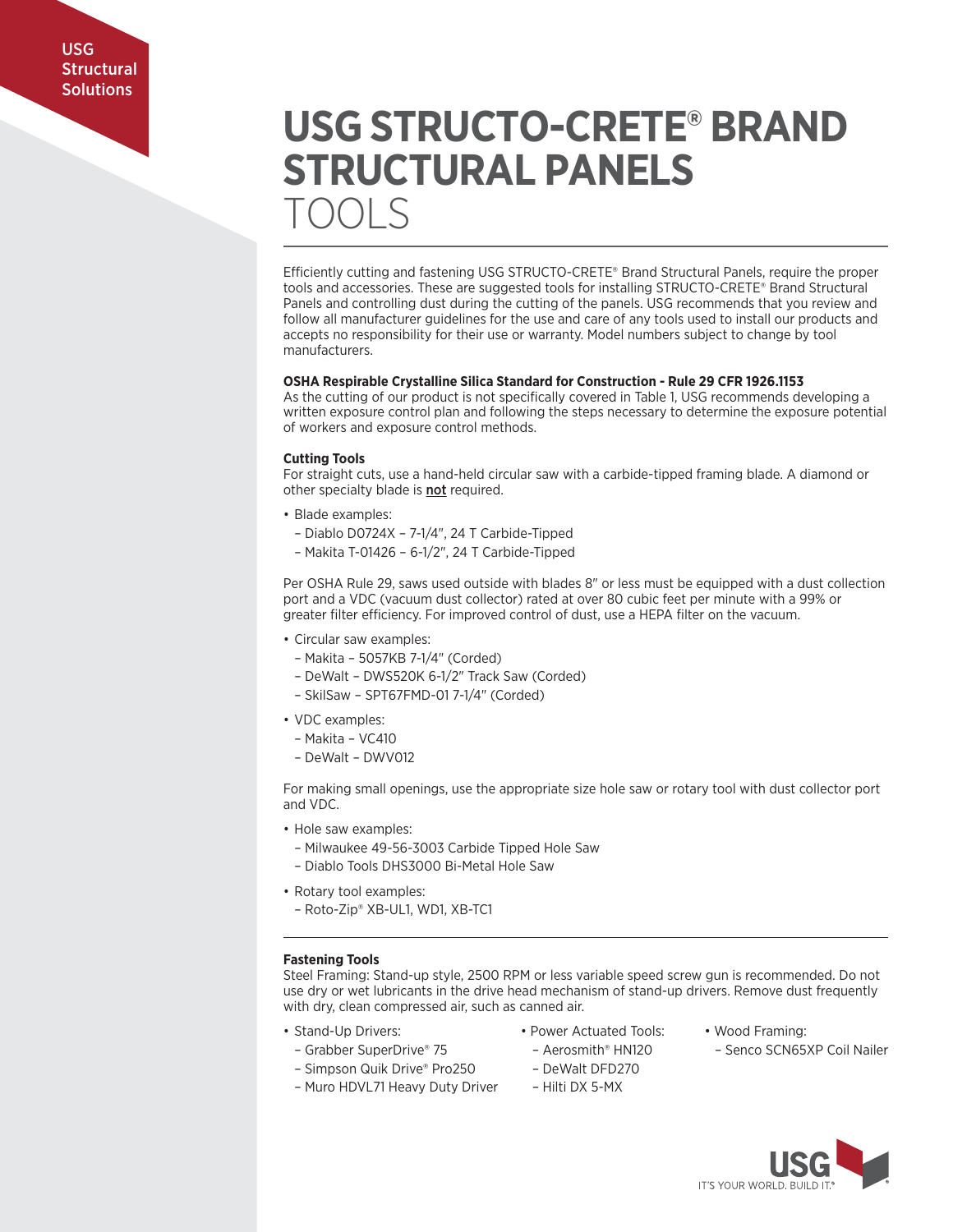USG Structural Solutions

# USG STRUCTO-CRETE® BRAND STRUCTURAL PANELS TOOLS

Efficiently cutting and fastening USG STRUCTO-CRETE® Brand Structural Panels, require the proper tools and accessories. These are suggested tools for installing STRUCTO-CRETE® Brand Structural Panels and controlling dust during the cutting of the panels. USG recommends that you review and follow all manufacturer guidelines for the use and care of any tools used to install our products and accepts no responsibility for their use or warranty. Model numbers subject to change by tool manufacturers.

**OSHA Respirable Crystalline Silica Standard for Construction - Rule 29 CFR 1926.1153**
As the cutting of our product is not specifically covered in Table 1, USG recommends developing a written exposure control plan and following the steps necessary to determine the exposure potential of workers and exposure control methods.

**Cutting Tools**
For straight cuts, use a hand-held circular saw with a carbide-tipped framing blade. A diamond or other specialty blade is **not** required.

- Blade examples:
  - Diablo D0724X – 7-1/4", 24 T Carbide-Tipped
  - Makita T-01426 – 6-1/2", 24 T Carbide-Tipped

Per OSHA Rule 29, saws used outside with blades 8" or less must be equipped with a dust collection port and a VDC (vacuum dust collector) rated at over 80 cubic feet per minute with a 99% or greater filter efficiency. For improved control of dust, use a HEPA filter on the vacuum.

- Circular saw examples:
  - Makita – 5057KB 7-1/4" (Corded)
  - DeWalt – DWS520K 6-1/2" Track Saw (Corded)
  - SkilSaw – SPT67FMD-01 7-1/4" (Corded)
- VDC examples:
  - Makita – VC410
  - DeWalt – DWV012

For making small openings, use the appropriate size hole saw or rotary tool with dust collector port and VDC.

- Hole saw examples:
  - Milwaukee 49-56-3003 Carbide Tipped Hole Saw
  - Diablo Tools DHS3000 Bi-Metal Hole Saw
- Rotary tool examples:
  - Roto-Zip® XB-UL1, WD1, XB-TC1

**Fastening Tools**
Steel Framing: Stand-up style, 2500 RPM or less variable speed screw gun is recommended. Do not use dry or wet lubricants in the drive head mechanism of stand-up drivers. Remove dust frequently with dry, clean compressed air, such as canned air.

- Stand-Up Drivers:
  - Grabber SuperDrive® 75
  - Simpson Quik Drive® Pro250
  - Muro HDVL71 Heavy Duty Driver
- Power Actuated Tools:
  - Aerosmith® HN120
  - DeWalt DFD270
  - Hilti DX 5-MX
- Wood Framing:
  - Senco SCN65XP Coil Nailer

USG IT'S YOUR WORLD. BUILD IT.®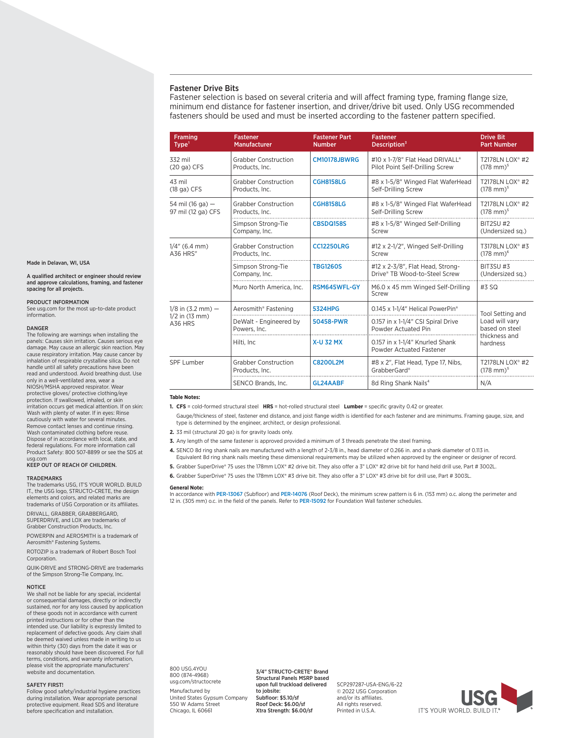## Fastener Drive Bits

Fastener selection is based on several criteria and will affect framing type, framing flange size, minimum end distance for fastener insertion, and driver/drive bit used. Only USG recommended fasteners should be used and must be inserted according to the fastener pattern specified.

| Framing Type[1] | Fastener Manufacturer | Fastener Part Number | Fastener Description[3] | Drive Bit Part Number |
|---|---|---|---|---|
| 332 mil (20 ga) CFS | Grabber Construction Products, Inc. | CM10178JBWRG | #10 x 1-7/8" Flat Head DRIVALL® Pilot Point Self-Drilling Screw | T2178LN LOX® #2 (178 mm)[5] |
| 43 mil (18 ga) CFS | Grabber Construction Products, Inc. | CGH8158LG | #8 x 1-5/8" Winged Flat WaferHead Self-Drilling Screw | T2178LN LOX® #2 (178 mm)[5] |
| 54 mil (16 ga) — 97 mil (12 ga) CFS | Grabber Construction Products, Inc. | CGH8158LG | #8 x 1-5/8" Winged Flat WaferHead Self-Drilling Screw | T2178LN LOX® #2 (178 mm)[5] |
| | Simpson Strong-Tie Company, Inc. | CBSDQ158S | #8 x 1-5/8" Winged Self-Drilling Screw | BIT2SU #2 (Undersized sq.) |
| 1/4" (6.4 mm) A36 HRS" | Grabber Construction Products, Inc. | CC12250LRG | #12 x 2-1/2", Winged Self-Drilling Screw | T3178LN LOX® #3 (178 mm)[6] |
| | Simpson Strong-Tie Company, Inc. | TBG1260S | #12 x 2-3/8", Flat Head, Strong-Drive® TB Wood-to-Steel Screw | BIT3SU #3 (Undersized sq.) |
| | Muro North America, Inc. | RSM645WFL-GY | M6.0 x 45 mm Winged Self-Drilling Screw | #3 SQ |
| 1/8 in (3.2 mm) — 1/2 in (13 mm) A36 HRS | Aerosmith® Fastening | 5324HPG | 0.145 x 1-1/4" Helical PowerPin® | Tool Setting and Load will vary based on steel thickness and hardness |
| | DeWalt - Engineered by Powers, Inc. | 50458-PWR | 0.157 in x 1-1/4" CSI Spiral Drive Powder Actuated Pin | |
| | Hilti, Inc | X-U 32 MX | 0.157 in x 1-1/4" Knurled Shank Powder Actuated Fastener | |
| SPF Lumber | Grabber Construction Products, Inc. | C8200L2M | #8 x 2", Flat Head, Type 17, Nibs, GrabberGard® | T2178LN LOX® #2 (178 mm)[5] |
| | SENCO Brands, Inc. | GL24AABF | 8d Ring Shank Nails[4] | N/A |

**Table Notes:**

1. **CFS** = cold-formed structural steel **HRS** = hot-rolled structural steel **Lumber** = specific gravity 0.42 or greater.
   Gauge/thickness of steel, fastener end distance, and joist flange width is identified for each fastener and are minimums. Framing gauge, size, and type is determined by the engineer, architect, or design professional.
2. 33 mil (structural 20 ga) is for gravity loads only.
3. Any length of the same fastener is approved provided a minimum of 3 threads penetrate the steel framing.
4. SENCO 8d ring shank nails are manufactured with a length of 2-3/8 in., head diameter of 0.266 in. and a shank diameter of 0.113 in. Equivalent 8d ring shank nails meeting these dimensional requirements may be utilized when approved by the engineer or designer of record.
5. Grabber SuperDrive® 75 uses the 178mm LOX® #2 drive bit. They also offer a 3" LOX® #2 drive bit for hand held drill use, Part # 3002L.
6. Grabber SuperDrive® 75 uses the 178mm LOX® #3 drive bit. They also offer a 3" LOX® #3 drive bit for drill use, Part # 3003L.

**General Note:**
In accordance with PER-13067 (Subfloor) and PER-14076 (Roof Deck), the minimum screw pattern is 6 in. (153 mm) o.c. along the perimeter and 12 in. (305 mm) o.c. in the field of the panels. Refer to PER-15092 for Foundation Wall fastener schedules.

**Made in Delavan, WI, USA**

**A qualified architect or engineer should review and approve calculations, framing, and fastener spacing for all projects.**

**PRODUCT INFORMATION**
See usg.com for the most up-to-date product information.

**DANGER**
The following are warnings when installing the panels: Causes skin irritation. Causes serious eye damage. May cause an allergic skin reaction. May cause respiratory irritation. May cause cancer by inhalation of respirable crystalline silica. Do not handle until all safety precautions have been read and understood. Avoid breathing dust. Use only in a well-ventilated area, wear a NIOSH/MSHA approved respirator. Wear protective gloves/ protective clothing/eye protection. If swallowed, inhaled, or skin irritation occurs get medical attention. If on skin: Wash with plenty of water. If in eyes: Rinse cautiously with water for several minutes. Remove contact lenses and continue rinsing. Wash contaminated clothing before reuse. Dispose of in accordance with local, state, and federal regulations. For more information call Product Safety: 800 507-8899 or see the SDS at usg.com
**KEEP OUT OF REACH OF CHILDREN.**

**TRADEMARKS**
The trademarks USG, IT'S YOUR WORLD. BUILD IT., the USG logo, STRUCTO-CRETE, the design elements and colors, and related marks are trademarks of USG Corporation or its affiliates.

DRIVALL, GRABBER, GRABBERGARD, SUPERDRIVE, and LOX are trademarks of Grabber Construction Products, Inc.

POWERPIN and AEROSMITH is a trademark of Aerosmith® Fastening Systems.

ROTOZIP is a trademark of Robert Bosch Tool Corporation.

QUIK-DRIVE and STRONG-DRIVE are trademarks of the Simpson Strong-Tie Company, Inc.

**NOTICE**
We shall not be liable for any special, incidental or consequential damages, directly or indirectly sustained, nor for any loss caused by application of these goods not in accordance with current printed instructions or for other than the intended use. Our liability is expressly limited to replacement of defective goods. Any claim shall be deemed waived unless made in writing to us within thirty (30) days from the date it was or reasonably should have been discovered. For full terms, conditions, and warranty information, please visit the appropriate manufacturers' website and documentation.

**SAFETY FIRST!**
Follow good safety/industrial hygiene practices during installation. Wear appropriate personal protective equipment. Read SDS and literature before specification and installation.

800 USG.4YOU
800 (874-4968)
usg.com/structocrete

Manufactured by
United States Gypsum Company
550 W Adams Street
Chicago, IL 60661

**3/4" STRUCTO-CRETE® Brand Structural Panels MSRP based upon full truckload delivered to jobsite:**
**Subfloor: $5.10/sf**
**Roof Deck: $6.00/sf**
**Xtra Strength: $6.00/sf**

SCP297287-USA-ENG/6-22
© 2022 USG Corporation and/or its affiliates.
All rights reserved.
Printed in U.S.A.

USG
IT'S YOUR WORLD. BUILD IT.®